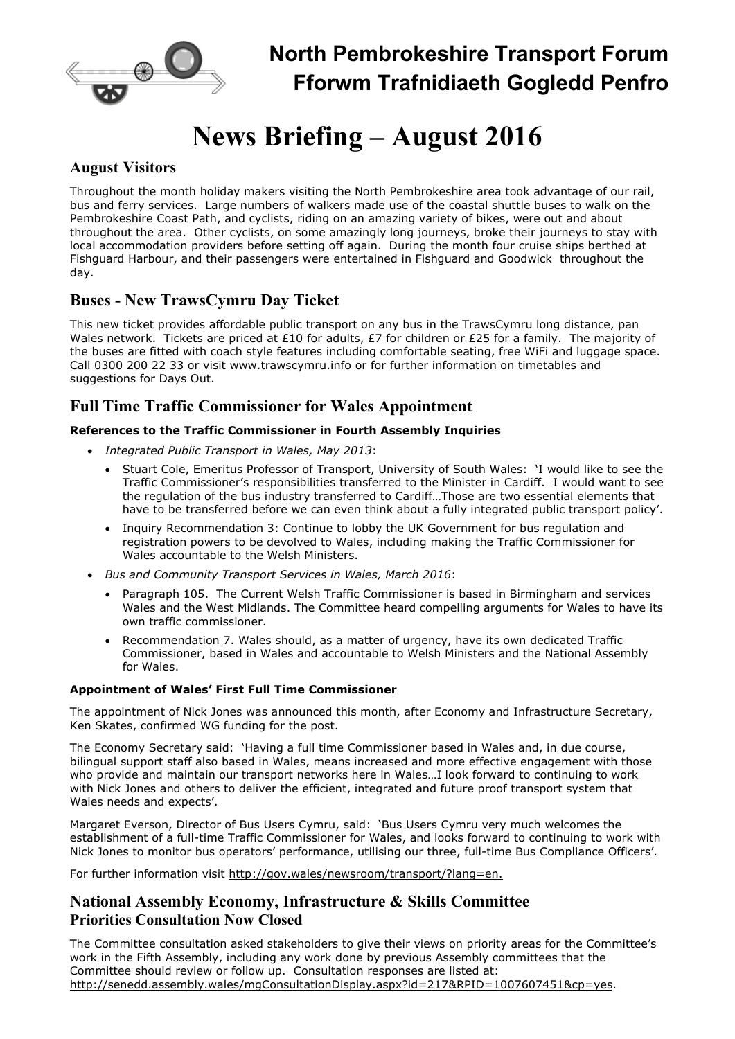# North Pembrokeshire Transport Forum
# Fforwm Trafnidiaeth Gogledd Penfro

# News Briefing – August 2016

## August Visitors

Throughout the month holiday makers visiting the North Pembrokeshire area took advantage of our rail, bus and ferry services. Large numbers of walkers made use of the coastal shuttle buses to walk on the Pembrokeshire Coast Path, and cyclists, riding on an amazing variety of bikes, were out and about throughout the area. Other cyclists, on some amazingly long journeys, broke their journeys to stay with local accommodation providers before setting off again. During the month four cruise ships berthed at Fishguard Harbour, and their passengers were entertained in Fishguard and Goodwick throughout the day.

## Buses - New TrawsCymru Day Ticket

This new ticket provides affordable public transport on any bus in the TrawsCymru long distance, pan Wales network. Tickets are priced at £10 for adults, £7 for children or £25 for a family. The majority of the buses are fitted with coach style features including comfortable seating, free WiFi and luggage space. Call 0300 200 22 33 or visit www.trawscymru.info or for further information on timetables and suggestions for Days Out.

## Full Time Traffic Commissioner for Wales Appointment

**References to the Traffic Commissioner in Fourth Assembly Inquiries**

- *Integrated Public Transport in Wales, May 2013*:
  - Stuart Cole, Emeritus Professor of Transport, University of South Wales: 'I would like to see the Traffic Commissioner's responsibilities transferred to the Minister in Cardiff. I would want to see the regulation of the bus industry transferred to Cardiff…Those are two essential elements that have to be transferred before we can even think about a fully integrated public transport policy'.
  - Inquiry Recommendation 3: Continue to lobby the UK Government for bus regulation and registration powers to be devolved to Wales, including making the Traffic Commissioner for Wales accountable to the Welsh Ministers.
- *Bus and Community Transport Services in Wales, March 2016*:
  - Paragraph 105. The Current Welsh Traffic Commissioner is based in Birmingham and services Wales and the West Midlands. The Committee heard compelling arguments for Wales to have its own traffic commissioner.
  - Recommendation 7. Wales should, as a matter of urgency, have its own dedicated Traffic Commissioner, based in Wales and accountable to Welsh Ministers and the National Assembly for Wales.

**Appointment of Wales' First Full Time Commissioner**

The appointment of Nick Jones was announced this month, after Economy and Infrastructure Secretary, Ken Skates, confirmed WG funding for the post.

The Economy Secretary said: 'Having a full time Commissioner based in Wales and, in due course, bilingual support staff also based in Wales, means increased and more effective engagement with those who provide and maintain our transport networks here in Wales…I look forward to continuing to work with Nick Jones and others to deliver the efficient, integrated and future proof transport system that Wales needs and expects'.

Margaret Everson, Director of Bus Users Cymru, said: 'Bus Users Cymru very much welcomes the establishment of a full-time Traffic Commissioner for Wales, and looks forward to continuing to work with Nick Jones to monitor bus operators' performance, utilising our three, full-time Bus Compliance Officers'.

For further information visit http://gov.wales/newsroom/transport/?lang=en.

## National Assembly Economy, Infrastructure & Skills Committee
### Priorities Consultation Now Closed

The Committee consultation asked stakeholders to give their views on priority areas for the Committee's work in the Fifth Assembly, including any work done by previous Assembly committees that the Committee should review or follow up. Consultation responses are listed at: http://senedd.assembly.wales/mgConsultationDisplay.aspx?id=217&RPID=1007607451&cp=yes.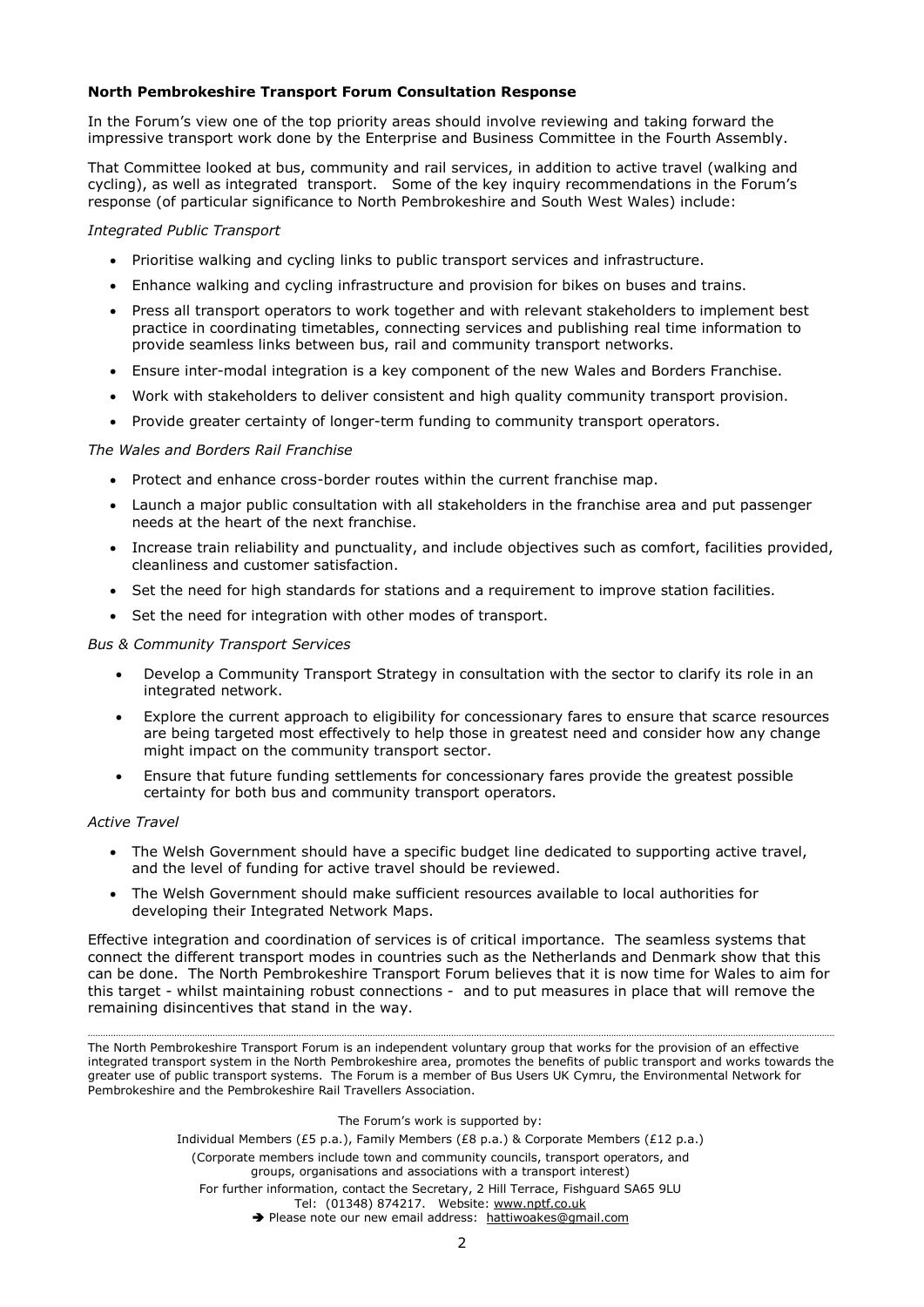**North Pembrokeshire Transport Forum Consultation Response**

In the Forum's view one of the top priority areas should involve reviewing and taking forward the impressive transport work done by the Enterprise and Business Committee in the Fourth Assembly.

That Committee looked at bus, community and rail services, in addition to active travel (walking and cycling), as well as integrated transport. Some of the key inquiry recommendations in the Forum's response (of particular significance to North Pembrokeshire and South West Wales) include:

*Integrated Public Transport*

- Prioritise walking and cycling links to public transport services and infrastructure.
- Enhance walking and cycling infrastructure and provision for bikes on buses and trains.
- Press all transport operators to work together and with relevant stakeholders to implement best practice in coordinating timetables, connecting services and publishing real time information to provide seamless links between bus, rail and community transport networks.
- Ensure inter-modal integration is a key component of the new Wales and Borders Franchise.
- Work with stakeholders to deliver consistent and high quality community transport provision.
- Provide greater certainty of longer-term funding to community transport operators.

*The Wales and Borders Rail Franchise*

- Protect and enhance cross-border routes within the current franchise map.
- Launch a major public consultation with all stakeholders in the franchise area and put passenger needs at the heart of the next franchise.
- Increase train reliability and punctuality, and include objectives such as comfort, facilities provided, cleanliness and customer satisfaction.
- Set the need for high standards for stations and a requirement to improve station facilities.
- Set the need for integration with other modes of transport.

*Bus & Community Transport Services*

- Develop a Community Transport Strategy in consultation with the sector to clarify its role in an integrated network.
- Explore the current approach to eligibility for concessionary fares to ensure that scarce resources are being targeted most effectively to help those in greatest need and consider how any change might impact on the community transport sector.
- Ensure that future funding settlements for concessionary fares provide the greatest possible certainty for both bus and community transport operators.

*Active Travel*

- The Welsh Government should have a specific budget line dedicated to supporting active travel, and the level of funding for active travel should be reviewed.
- The Welsh Government should make sufficient resources available to local authorities for developing their Integrated Network Maps.

Effective integration and coordination of services is of critical importance. The seamless systems that connect the different transport modes in countries such as the Netherlands and Denmark show that this can be done. The North Pembrokeshire Transport Forum believes that it is now time for Wales to aim for this target - whilst maintaining robust connections - and to put measures in place that will remove the remaining disincentives that stand in the way.

---

The North Pembrokeshire Transport Forum is an independent voluntary group that works for the provision of an effective integrated transport system in the North Pembrokeshire area, promotes the benefits of public transport and works towards the greater use of public transport systems. The Forum is a member of Bus Users UK Cymru, the Environmental Network for Pembrokeshire and the Pembrokeshire Rail Travellers Association.

The Forum's work is supported by:

Individual Members (£5 p.a.), Family Members (£8 p.a.) & Corporate Members (£12 p.a.)

(Corporate members include town and community councils, transport operators, and groups, organisations and associations with a transport interest)

For further information, contact the Secretary, 2 Hill Terrace, Fishguard SA65 9LU

Tel: (01348) 874217. Website: www.nptf.co.uk

➔ Please note our new email address: hattiwoakes@gmail.com